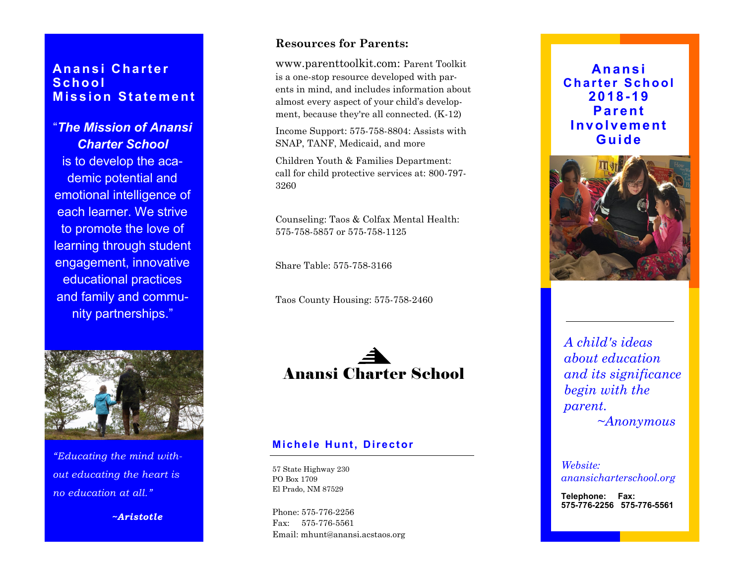## Anansi Charter School Mission Statement

"***The Mission of Anansi Charter School*** is to develop the academic potential and emotional intelligence of each learner. We strive to promote the love of learning through student engagement, innovative educational practices and family and community partnerships."

*"Educating the mind without educating the heart is no education at all."*

***~Aristotle***

## Resources for Parents:

www.parenttoolkit.com: Parent Toolkit is a one-stop resource developed with parents in mind, and includes information about almost every aspect of your child's development, because they're all connected. (K-12)

Income Support: 575-758-8804: Assists with SNAP, TANF, Medicaid, and more

Children Youth & Families Department: call for child protective services at: 800-797-3260

Counseling: Taos & Colfax Mental Health: 575-758-5857 or 575-758-1125

Share Table: 575-758-3166

Taos County Housing: 575-758-2460

**Anansi Charter School**

### Michele Hunt, Director

57 State Highway 230
PO Box 1709
El Prado, NM 87529

Phone: 575-776-2256
Fax: 575-776-5561
Email: mhunt@anansi.acstaos.org

# Anansi Charter School 2018-19 Parent Involvement Guide

*A child's ideas about education and its significance begin with the parent.*
*~Anonymous*

*Website:*
*anansicharterschool.org*

**Telephone:** **575-776-2256**
**Fax:** **575-776-5561**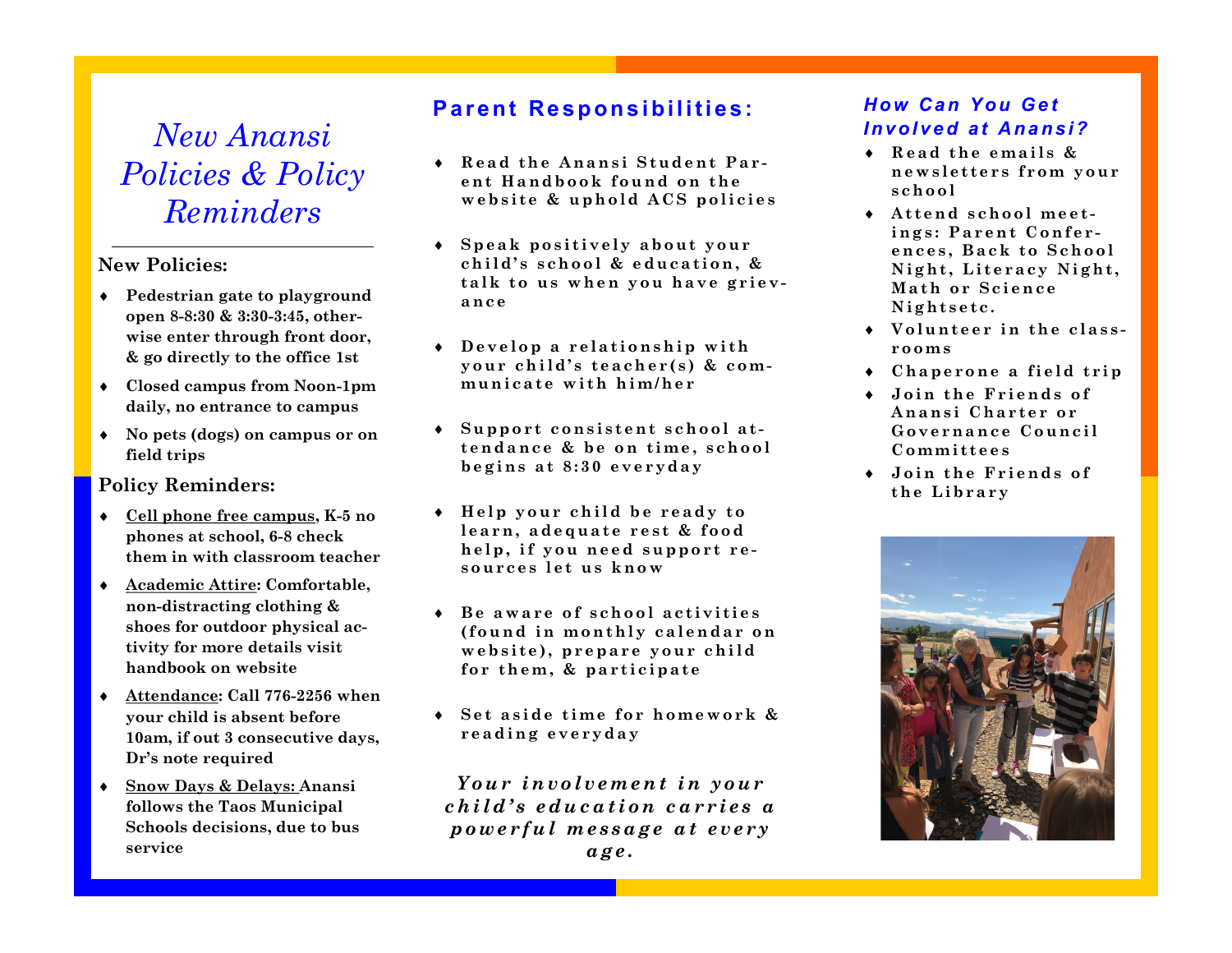# *New Anansi Policies & Policy Reminders*

**New Policies:**

- **Pedestrian gate to playground open 8-8:30 & 3:30-3:45, otherwise enter through front door, & go directly to the office 1st**
- **Closed campus from Noon-1pm daily, no entrance to campus**
- **No pets (dogs) on campus or on field trips**

**Policy Reminders:**

- **Cell phone free campus, K-5 no phones at school, 6-8 check them in with classroom teacher**
- **Academic Attire: Comfortable, non-distracting clothing & shoes for outdoor physical activity for more details visit handbook on website**
- **Attendance: Call 776-2256 when your child is absent before 10am, if out 3 consecutive days, Dr's note required**
- **Snow Days & Delays: Anansi follows the Taos Municipal Schools decisions, due to bus service**

## Parent Responsibilities:

- **Read the Anansi Student Parent Handbook found on the website & uphold ACS policies**
- **Speak positively about your child's school & education, & talk to us when you have grievance**
- **Develop a relationship with your child's teacher(s) & communicate with him/her**
- **Support consistent school attendance & be on time, school begins at 8:30 everyday**
- **Help your child be ready to learn, adequate rest & food help, if you need support resources let us know**
- **Be aware of school activities (found in monthly calendar on website), prepare your child for them, & participate**
- **Set aside time for homework & reading everyday**

***Your involvement in your child's education carries a powerful message at every age.***

### *How Can You Get Involved at Anansi?*

- **Read the emails & newsletters from your school**
- **Attend school meetings: Parent Conferences, Back to School Night, Literacy Night, Math or Science Nightsetc.**
- **Volunteer in the classrooms**
- **Chaperone a field trip**
- **Join the Friends of Anansi Charter or Governance Council Committees**
- **Join the Friends of the Library**